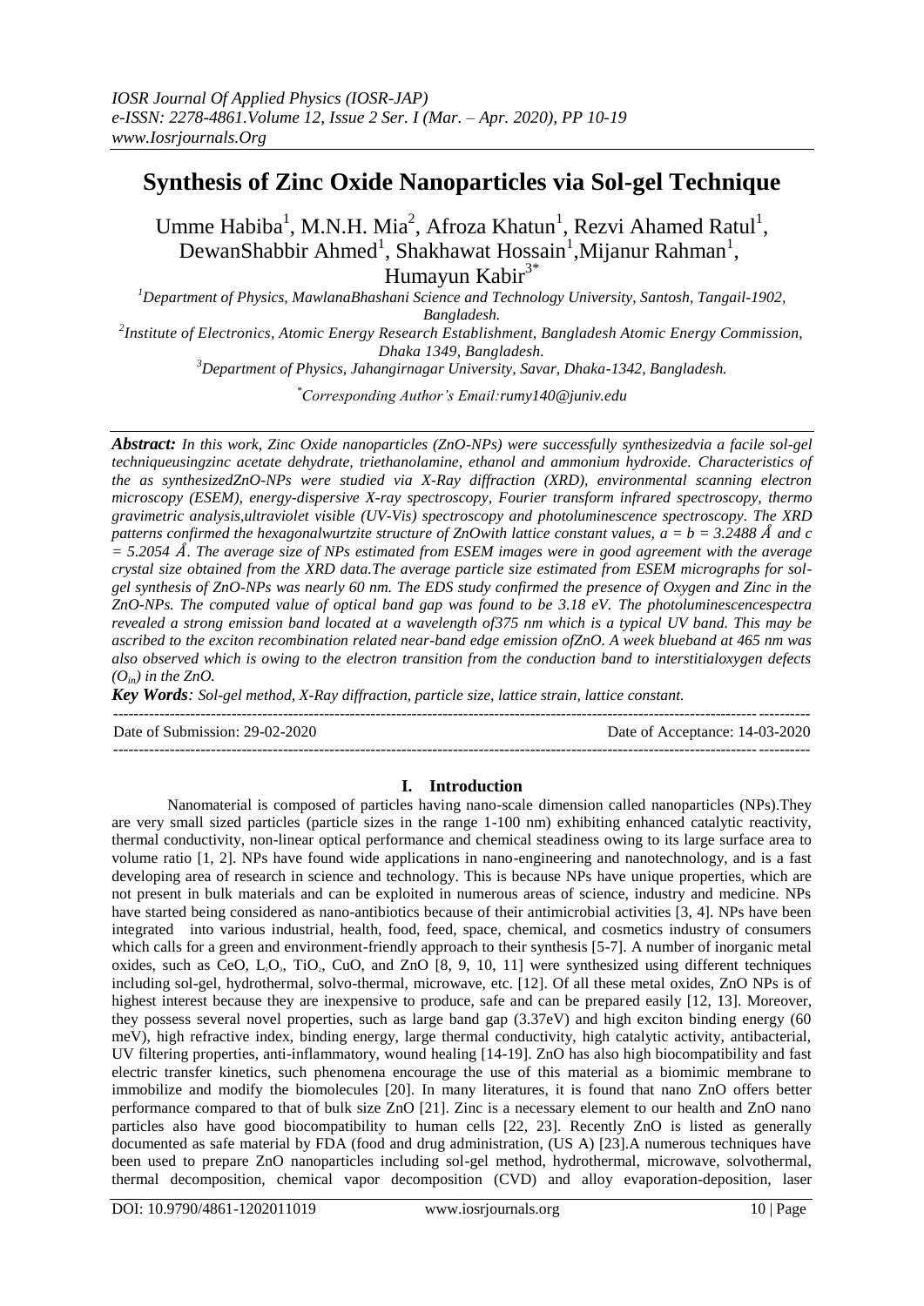# Synthesis of Zinc Oxide Nanoparticles via Sol-gel Technique

Umme Habiba[1], M.N.H. Mia[2], Afroza Khatun[1], Rezvi Ahamed Ratul[1], DewanShabbir Ahmed[1], Shakhawat Hossain[1],Mijanur Rahman[1], Humayun Kabir[3*]

[1]Department of Physics, MawlanaBhashani Science and Technology University, Santosh, Tangail-1902, Bangladesh.

[2]Institute of Electronics, Atomic Energy Research Establishment, Bangladesh Atomic Energy Commission, Dhaka 1349, Bangladesh.

[3]Department of Physics, Jahangirnagar University, Savar, Dhaka-1342, Bangladesh.

[*]Corresponding Author's Email:rumy140@juniv.edu

***Abstract:*** *In this work, Zinc Oxide nanoparticles (ZnO-NPs) were successfully synthesizedvia a facile sol-gel techniqueusingzinc acetate dehydrate, triethanolamine, ethanol and ammonium hydroxide. Characteristics of the as synthesizedZnO-NPs were studied via X-Ray diffraction (XRD), environmental scanning electron microscopy (ESEM), energy-dispersive X-ray spectroscopy, Fourier transform infrared spectroscopy, thermo gravimetric analysis,ultraviolet visible (UV-Vis) spectroscopy and photoluminescence spectroscopy. The XRD patterns confirmed the hexagonalwurtzite structure of ZnOwith lattice constant values, a = b = 3.2488 Å and c = 5.2054 Å. The average size of NPs estimated from ESEM images were in good agreement with the average crystal size obtained from the XRD data.The average particle size estimated from ESEM micrographs for sol-gel synthesis of ZnO-NPs was nearly 60 nm. The EDS study confirmed the presence of Oxygen and Zinc in the ZnO-NPs. The computed value of optical band gap was found to be 3.18 eV. The photoluminescencespectra revealed a strong emission band located at a wavelength of375 nm which is a typical UV band. This may be ascribed to the exciton recombination related near-band edge emission ofZnO. A week blueband at 465 nm was also observed which is owing to the electron transition from the conduction band to interstitialoxygen defects ($O_{in}$) in the ZnO.*

***Key Words****: Sol-gel method, X-Ray diffraction, particle size, lattice strain, lattice constant.*

Date of Submission: 29-02-2020 Date of Acceptance: 14-03-2020

## I. Introduction

Nanomaterial is composed of particles having nano-scale dimension called nanoparticles (NPs).They are very small sized particles (particle sizes in the range 1-100 nm) exhibiting enhanced catalytic reactivity, thermal conductivity, non-linear optical performance and chemical steadiness owing to its large surface area to volume ratio [1, 2]. NPs have found wide applications in nano-engineering and nanotechnology, and is a fast developing area of research in science and technology. This is because NPs have unique properties, which are not present in bulk materials and can be exploited in numerous areas of science, industry and medicine. NPs have started being considered as nano-antibiotics because of their antimicrobial activities [3, 4]. NPs have been integrated into various industrial, health, food, feed, space, chemical, and cosmetics industry of consumers which calls for a green and environment-friendly approach to their synthesis [5-7]. A number of inorganic metal oxides, such as CeO, $L_2O_3$, $TiO_2$, CuO, and ZnO [8, 9, 10, 11] were synthesized using different techniques including sol-gel, hydrothermal, solvo-thermal, microwave, etc. [12]. Of all these metal oxides, ZnO NPs is of highest interest because they are inexpensive to produce, safe and can be prepared easily [12, 13]. Moreover, they possess several novel properties, such as large band gap (3.37eV) and high exciton binding energy (60 meV), high refractive index, binding energy, large thermal conductivity, high catalytic activity, antibacterial, UV filtering properties, anti-inflammatory, wound healing [14-19]. ZnO has also high biocompatibility and fast electric transfer kinetics, such phenomena encourage the use of this material as a biomimic membrane to immobilize and modify the biomolecules [20]. In many literatures, it is found that nano ZnO offers better performance compared to that of bulk size ZnO [21]. Zinc is a necessary element to our health and ZnO nano particles also have good biocompatibility to human cells [22, 23]. Recently ZnO is listed as generally documented as safe material by FDA (food and drug administration, (US A) [23].A numerous techniques have been used to prepare ZnO nanoparticles including sol-gel method, hydrothermal, microwave, solvothermal, thermal decomposition, chemical vapor decomposition (CVD) and alloy evaporation-deposition, laser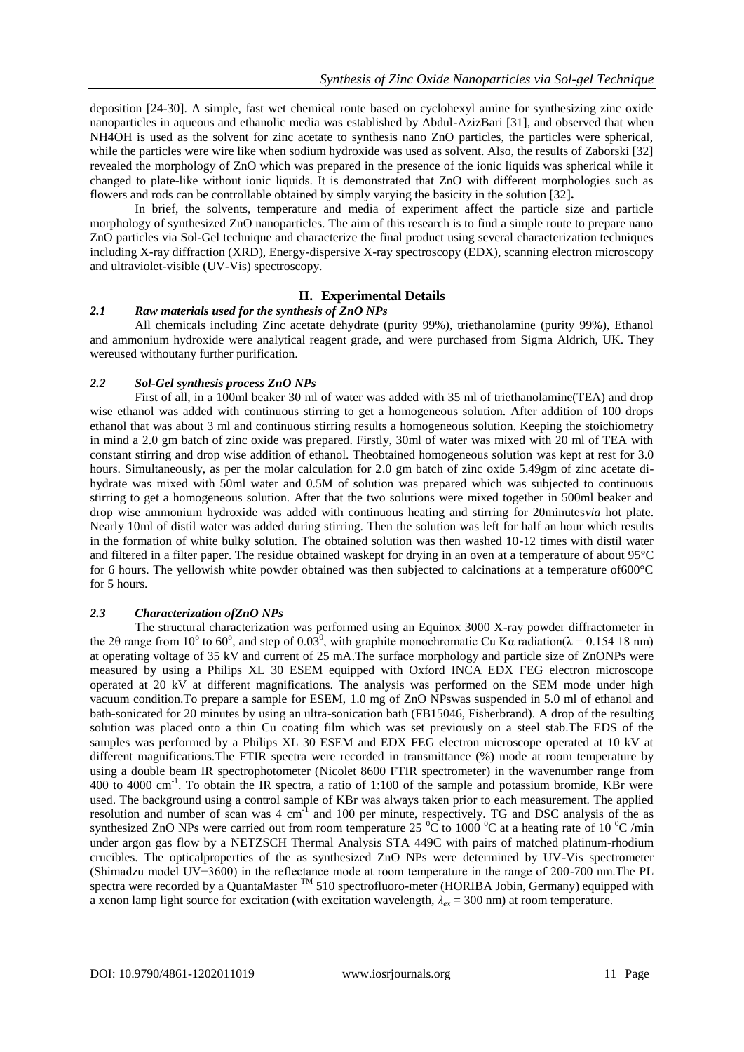deposition [24-30]. A simple, fast wet chemical route based on cyclohexyl amine for synthesizing zinc oxide nanoparticles in aqueous and ethanolic media was established by Abdul-AzizBari [31], and observed that when NH4OH is used as the solvent for zinc acetate to synthesis nano ZnO particles, the particles were spherical, while the particles were wire like when sodium hydroxide was used as solvent. Also, the results of Zaborski [32] revealed the morphology of ZnO which was prepared in the presence of the ionic liquids was spherical while it changed to plate-like without ionic liquids. It is demonstrated that ZnO with different morphologies such as flowers and rods can be controllable obtained by simply varying the basicity in the solution [32]**.**

In brief, the solvents, temperature and media of experiment affect the particle size and particle morphology of synthesized ZnO nanoparticles. The aim of this research is to find a simple route to prepare nano ZnO particles via Sol-Gel technique and characterize the final product using several characterization techniques including X-ray diffraction (XRD), Energy-dispersive X-ray spectroscopy (EDX), scanning electron microscopy and ultraviolet-visible (UV-Vis) spectroscopy.

## II. Experimental Details

### *2.1 Raw materials used for the synthesis of ZnO NPs*

All chemicals including Zinc acetate dehydrate (purity 99%), triethanolamine (purity 99%), Ethanol and ammonium hydroxide were analytical reagent grade, and were purchased from Sigma Aldrich, UK. They wereused withoutany further purification.

### *2.2 Sol-Gel synthesis process ZnO NPs*

First of all, in a 100ml beaker 30 ml of water was added with 35 ml of triethanolamine(TEA) and drop wise ethanol was added with continuous stirring to get a homogeneous solution. After addition of 100 drops ethanol that was about 3 ml and continuous stirring results a homogeneous solution. Keeping the stoichiometry in mind a 2.0 gm batch of zinc oxide was prepared. Firstly, 30ml of water was mixed with 20 ml of TEA with constant stirring and drop wise addition of ethanol. Theobtained homogeneous solution was kept at rest for 3.0 hours. Simultaneously, as per the molar calculation for 2.0 gm batch of zinc oxide 5.49gm of zinc acetate di-hydrate was mixed with 50ml water and 0.5M of solution was prepared which was subjected to continuous stirring to get a homogeneous solution. After that the two solutions were mixed together in 500ml beaker and drop wise ammonium hydroxide was added with continuous heating and stirring for 20minutes*via* hot plate. Nearly 10ml of distil water was added during stirring. Then the solution was left for half an hour which results in the formation of white bulky solution. The obtained solution was then washed 10-12 times with distil water and filtered in a filter paper. The residue obtained waskept for drying in an oven at a temperature of about 95°C for 6 hours. The yellowish white powder obtained was then subjected to calcinations at a temperature of600°C for 5 hours.

### *2.3 Characterization ofZnO NPs*

The structural characterization was performed using an Equinox 3000 X-ray powder diffractometer in the 2θ range from $10^{o}$ to $60^{o}$, and step of $0.03^{0}$, with graphite monochromatic Cu Kα radiation($\lambda = 0.154\ 18$ nm) at operating voltage of 35 kV and current of 25 mA.The surface morphology and particle size of ZnONPs were measured by using a Philips XL 30 ESEM equipped with Oxford INCA EDX FEG electron microscope operated at 20 kV at different magnifications. The analysis was performed on the SEM mode under high vacuum condition.To prepare a sample for ESEM, 1.0 mg of ZnO NPswas suspended in 5.0 ml of ethanol and bath-sonicated for 20 minutes by using an ultra-sonication bath (FB15046, Fisherbrand). A drop of the resulting solution was placed onto a thin Cu coating film which was set previously on a steel stab.The EDS of the samples was performed by a Philips XL 30 ESEM and EDX FEG electron microscope operated at 10 kV at different magnifications.The FTIR spectra were recorded in transmittance (%) mode at room temperature by using a double beam IR spectrophotometer (Nicolet 8600 FTIR spectrometer) in the wavenumber range from 400 to 4000 $cm^{-1}$. To obtain the IR spectra, a ratio of 1:100 of the sample and potassium bromide, KBr were used. The background using a control sample of KBr was always taken prior to each measurement. The applied resolution and number of scan was 4 $cm^{-1}$ and 100 per minute, respectively. TG and DSC analysis of the as synthesized ZnO NPs were carried out from room temperature 25 $^{0}$C to 1000 $^{0}$C at a heating rate of 10 $^{0}$C /min under argon gas flow by a NETZSCH Thermal Analysis STA 449C with pairs of matched platinum-rhodium crucibles. The opticalproperties of the as synthesized ZnO NPs were determined by UV-Vis spectrometer (Shimadzu model UV−3600) in the reflectance mode at room temperature in the range of 200-700 nm.The PL spectra were recorded by a QuantaMaster ™ 510 spectrofluoro-meter (HORIBA Jobin, Germany) equipped with a xenon lamp light source for excitation (with excitation wavelength, $\lambda_{ex} = 300$ nm) at room temperature.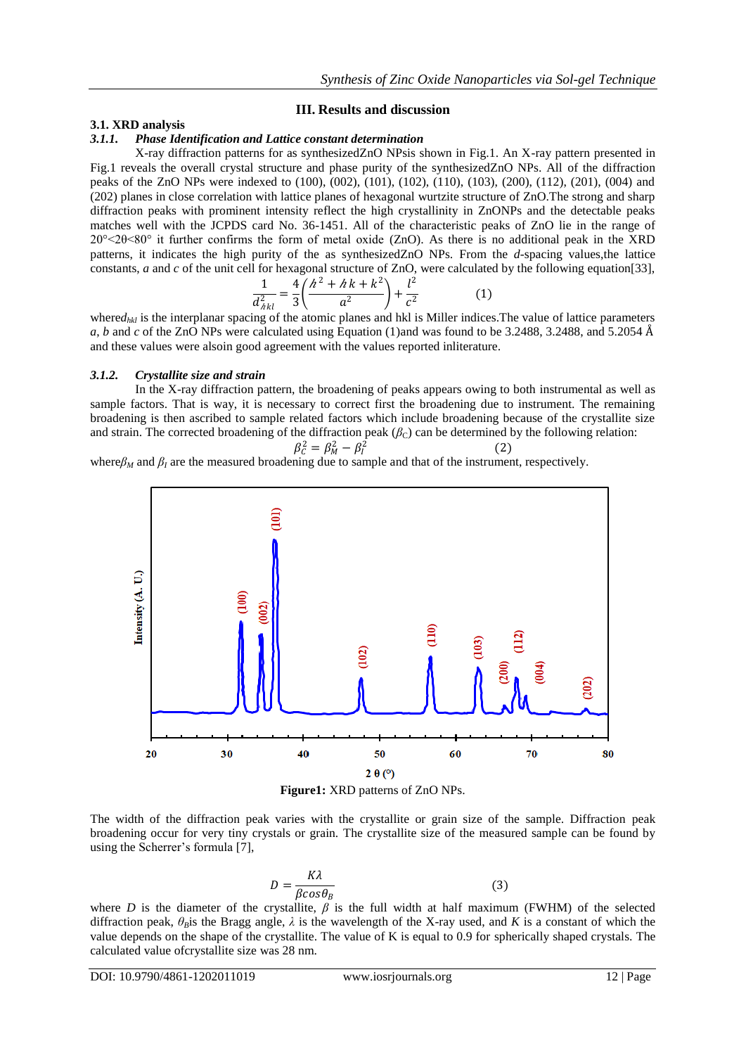## III. Results and discussion

### 3.1. XRD analysis

#### *3.1.1. Phase Identification and Lattice constant determination*

X-ray diffraction patterns for as synthesizedZnO NPsis shown in Fig.1. An X-ray pattern presented in Fig.1 reveals the overall crystal structure and phase purity of the synthesizedZnO NPs. All of the diffraction peaks of the ZnO NPs were indexed to (100), (002), (101), (102), (110), (103), (200), (112), (201), (004) and (202) planes in close correlation with lattice planes of hexagonal wurtzite structure of ZnO.The strong and sharp diffraction peaks with prominent intensity reflect the high crystallinity in ZnONPs and the detectable peaks matches well with the JCPDS card No. 36-1451. All of the characteristic peaks of ZnO lie in the range of $20° < 2\theta < 80°$ it further confirms the form of metal oxide (ZnO). As there is no additional peak in the XRD patterns, it indicates the high purity of the as synthesizedZnO NPs. From the *d*-spacing values,the lattice constants, *a* and *c* of the unit cell for hexagonal structure of ZnO, were calculated by the following equation[33],

$$\frac{1}{d_{hkl}^2} = \frac{4}{3}\left(\frac{h^2 + hk + k^2}{a^2}\right) + \frac{l^2}{c^2} \qquad (1)$$

where$d_{hkl}$ is the interplanar spacing of the atomic planes and hkl is Miller indices.The value of lattice parameters *a*, *b* and *c* of the ZnO NPs were calculated using Equation (1)and was found to be 3.2488, 3.2488, and 5.2054 Å and these values were alsoin good agreement with the values reported inliterature.

#### *3.1.2. Crystallite size and strain*

In the X-ray diffraction pattern, the broadening of peaks appears owing to both instrumental as well as sample factors. That is way, it is necessary to correct first the broadening due to instrument. The remaining broadening is then ascribed to sample related factors which include broadening because of the crystallite size and strain. The corrected broadening of the diffraction peak ($\beta_C$) can be determined by the following relation:

$$\beta_C^2 = \beta_M^2 - \beta_I^2 \qquad (2)$$

where$\beta_M$ and $\beta_I$ are the measured broadening due to sample and that of the instrument, respectively.

**Figure1:** XRD patterns of ZnO NPs.

The width of the diffraction peak varies with the crystallite or grain size of the sample. Diffraction peak broadening occur for very tiny crystals or grain. The crystallite size of the measured sample can be found by using the Scherrer's formula [7],

$$D = \frac{K\lambda}{\beta \cos\theta_B} \qquad (3)$$

where *D* is the diameter of the crystallite, $\beta$ is the full width at half maximum (FWHM) of the selected diffraction peak, $\theta_B$is the Bragg angle, $\lambda$ is the wavelength of the X-ray used, and *K* is a constant of which the value depends on the shape of the crystallite. The value of K is equal to 0.9 for spherically shaped crystals. The calculated value ofcrystallite size was 28 nm.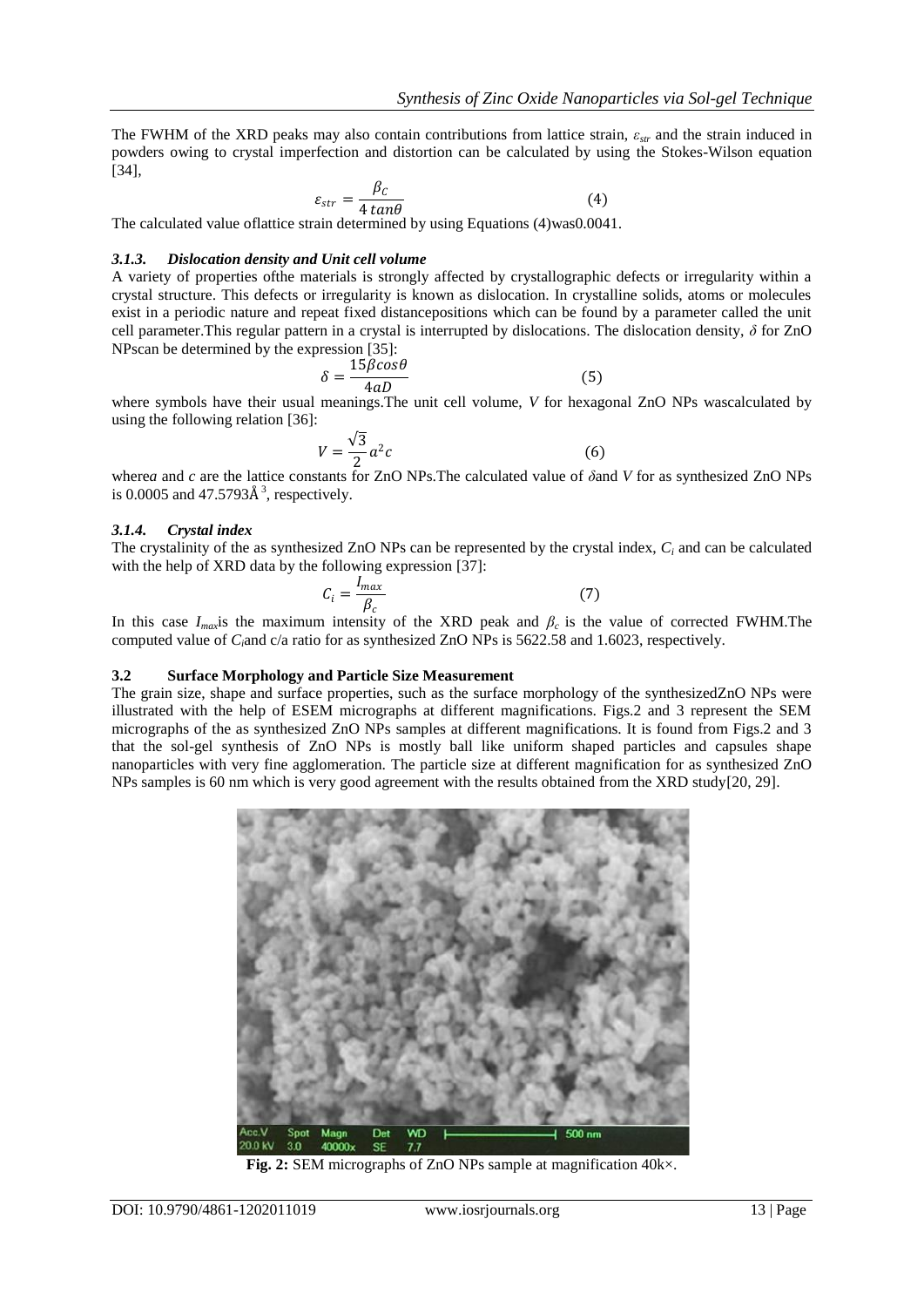The FWHM of the XRD peaks may also contain contributions from lattice strain, $\varepsilon_{str}$ and the strain induced in powders owing to crystal imperfection and distortion can be calculated by using the Stokes-Wilson equation [34],

$$\varepsilon_{str} = \frac{\beta_C}{4\tan\theta} \quad (4)$$

The calculated value oflattice strain determined by using Equations (4)was0.0041.

### *3.1.3. Dislocation density and Unit cell volume*

A variety of properties ofthe materials is strongly affected by crystallographic defects or irregularity within a crystal structure. This defects or irregularity is known as dislocation. In crystalline solids, atoms or molecules exist in a periodic nature and repeat fixed distancepositions which can be found by a parameter called the unit cell parameter.This regular pattern in a crystal is interrupted by dislocations. The dislocation density, $\delta$ for ZnO NPscan be determined by the expression [35]:

$$\delta = \frac{15\beta\cos\theta}{4aD} \quad (5)$$

where symbols have their usual meanings.The unit cell volume, $V$ for hexagonal ZnO NPs wascalculated by using the following relation [36]:

$$V = \frac{\sqrt{3}}{2}a^2c \quad (6)$$

where$a$ and $c$ are the lattice constants for ZnO NPs.The calculated value of $\delta$and $V$ for as synthesized ZnO NPs is 0.0005 and 47.5793Å$^3$, respectively.

### *3.1.4. Crystal index*

The crystalinity of the as synthesized ZnO NPs can be represented by the crystal index, $C_i$ and can be calculated with the help of XRD data by the following expression [37]:

$$C_i = \frac{I_{max}}{\beta_c} \quad (7)$$

In this case $I_{max}$is the maximum intensity of the XRD peak and $\beta_c$ is the value of corrected FWHM.The computed value of $C_i$and c/a ratio for as synthesized ZnO NPs is 5622.58 and 1.6023, respectively.

## 3.2 Surface Morphology and Particle Size Measurement

The grain size, shape and surface properties, such as the surface morphology of the synthesizedZnO NPs were illustrated with the help of ESEM micrographs at different magnifications. Figs.2 and 3 represent the SEM micrographs of the as synthesized ZnO NPs samples at different magnifications. It is found from Figs.2 and 3 that the sol-gel synthesis of ZnO NPs is mostly ball like uniform shaped particles and capsules shape nanoparticles with very fine agglomeration. The particle size at different magnification for as synthesized ZnO NPs samples is 60 nm which is very good agreement with the results obtained from the XRD study[20, 29].

**Fig. 2:** SEM micrographs of ZnO NPs sample at magnification 40k×.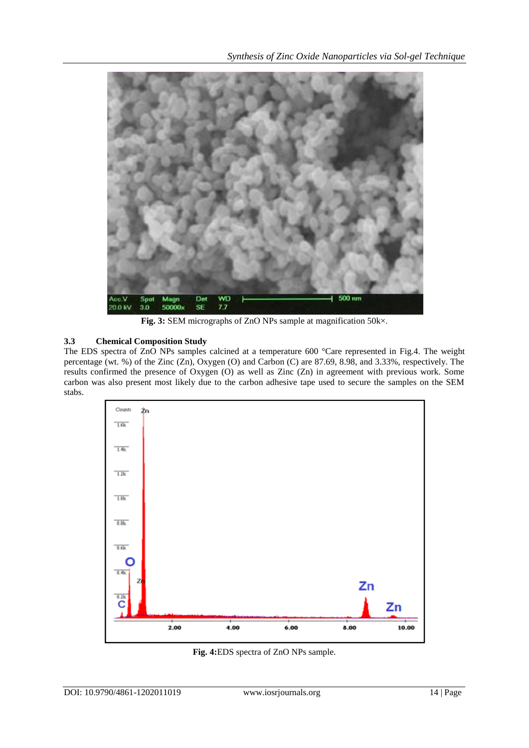Fig. 3: SEM micrographs of ZnO NPs sample at magnification 50k×.

### 3.3 Chemical Composition Study

The EDS spectra of ZnO NPs samples calcined at a temperature 600 °Care represented in Fig.4. The weight percentage (wt. %) of the Zinc (Zn), Oxygen (O) and Carbon (C) are 87.69, 8.98, and 3.33%, respectively. The results confirmed the presence of Oxygen (O) as well as Zinc (Zn) in agreement with previous work. Some carbon was also present most likely due to the carbon adhesive tape used to secure the samples on the SEM stabs.

**Fig. 4:** EDS spectra of ZnO NPs sample.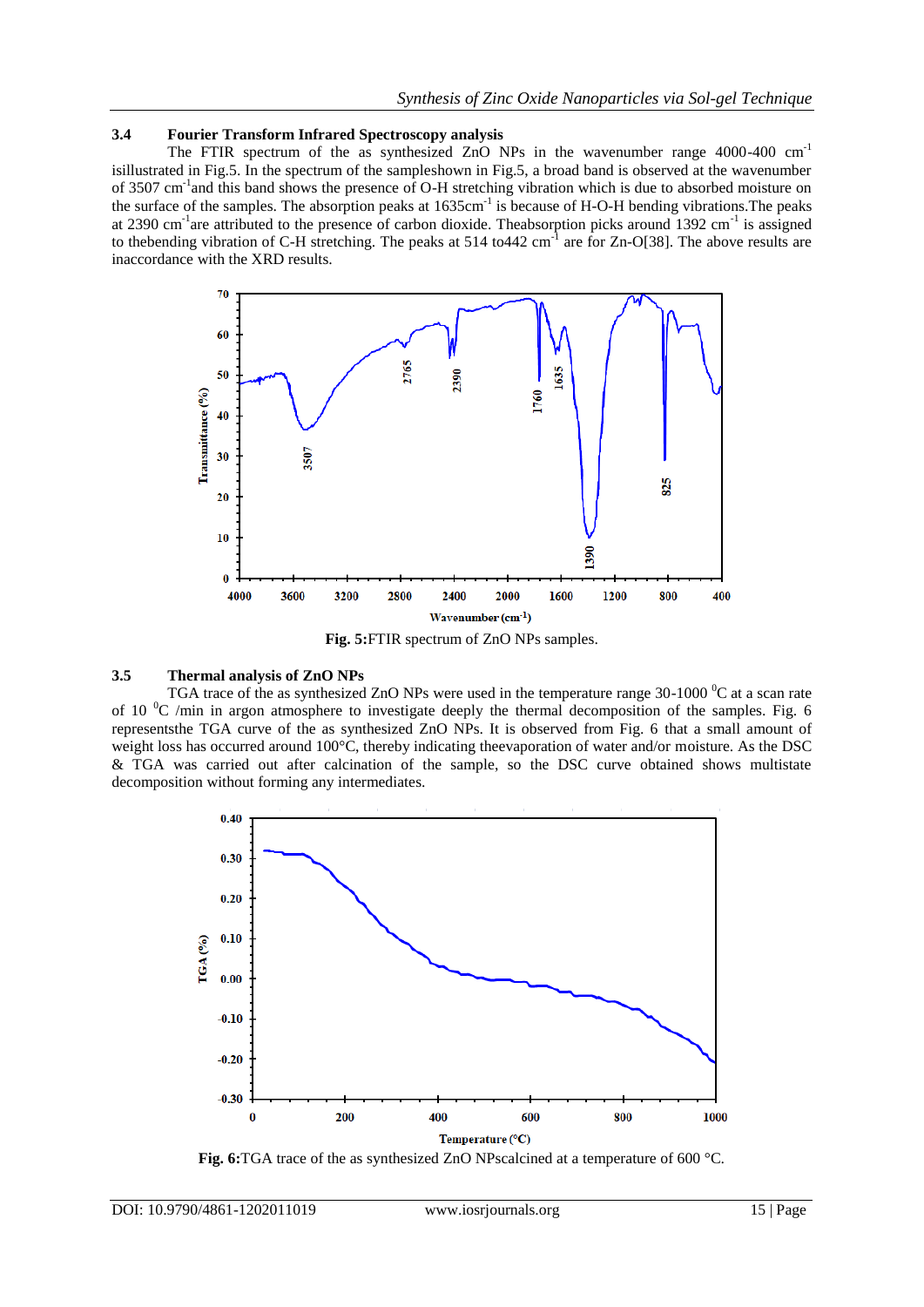### 3.4 Fourier Transform Infrared Spectroscopy analysis

The FTIR spectrum of the as synthesized ZnO NPs in the wavenumber range 4000-400 $cm^{-1}$ isillustrated in Fig.5. In the spectrum of the sampleshown in Fig.5, a broad band is observed at the wavenumber of 3507 $cm^{-1}$and this band shows the presence of O-H stretching vibration which is due to absorbed moisture on the surface of the samples. The absorption peaks at 1635$cm^{-1}$ is because of H-O-H bending vibrations.The peaks at 2390 $cm^{-1}$are attributed to the presence of carbon dioxide. Theabsorption picks around 1392 $cm^{-1}$ is assigned to thebending vibration of C-H stretching. The peaks at 514 to442 $cm^{-1}$ are for Zn-O[38]. The above results are inaccordance with the XRD results.

**Fig. 5:**FTIR spectrum of ZnO NPs samples.

### 3.5 Thermal analysis of ZnO NPs

TGA trace of the as synthesized ZnO NPs were used in the temperature range 30-1000 $^0$C at a scan rate of 10 $^0$C /min in argon atmosphere to investigate deeply the thermal decomposition of the samples. Fig. 6 representsthe TGA curve of the as synthesized ZnO NPs. It is observed from Fig. 6 that a small amount of weight loss has occurred around 100°C, thereby indicating theevaporation of water and/or moisture. As the DSC & TGA was carried out after calcination of the sample, so the DSC curve obtained shows multistate decomposition without forming any intermediates.

**Fig. 6:**TGA trace of the as synthesized ZnO NPscalcined at a temperature of 600 °C.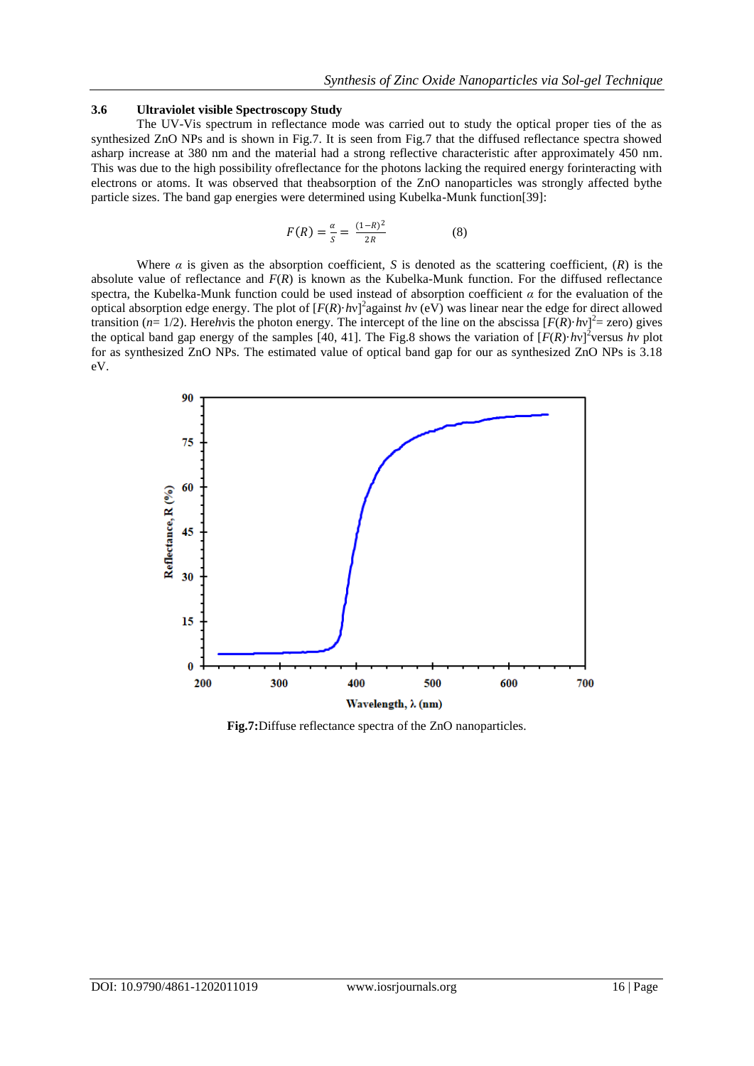### 3.6 Ultraviolet visible Spectroscopy Study

The UV-Vis spectrum in reflectance mode was carried out to study the optical proper ties of the as synthesized ZnO NPs and is shown in Fig.7. It is seen from Fig.7 that the diffused reflectance spectra showed asharp increase at 380 nm and the material had a strong reflective characteristic after approximately 450 nm. This was due to the high possibility ofreflectance for the photons lacking the required energy forinteracting with electrons or atoms. It was observed that theabsorption of the ZnO nanoparticles was strongly affected bythe particle sizes. The band gap energies were determined using Kubelka-Munk function[39]:

$$F(R) = \frac{\alpha}{S} = \frac{(1-R)^2}{2R} \qquad (8)$$

Where $\alpha$ is given as the absorption coefficient, $S$ is denoted as the scattering coefficient, $(R)$ is the absolute value of reflectance and $F(R)$ is known as the Kubelka-Munk function. For the diffused reflectance spectra, the Kubelka-Munk function could be used instead of absorption coefficient $\alpha$ for the evaluation of the optical absorption edge energy. The plot of $[F(R)\cdot h\nu]^2$against $h\nu$ (eV) was linear near the edge for direct allowed transition ($n$= 1/2). Here$h\nu$is the photon energy. The intercept of the line on the abscissa $[F(R)\cdot h\nu]^2$= zero) gives the optical band gap energy of the samples [40, 41]. The Fig.8 shows the variation of $[F(R)\cdot h\nu]^2$versus $h\nu$ plot for as synthesized ZnO NPs. The estimated value of optical band gap for our as synthesized ZnO NPs is 3.18 eV.

**Fig.7:**Diffuse reflectance spectra of the ZnO nanoparticles.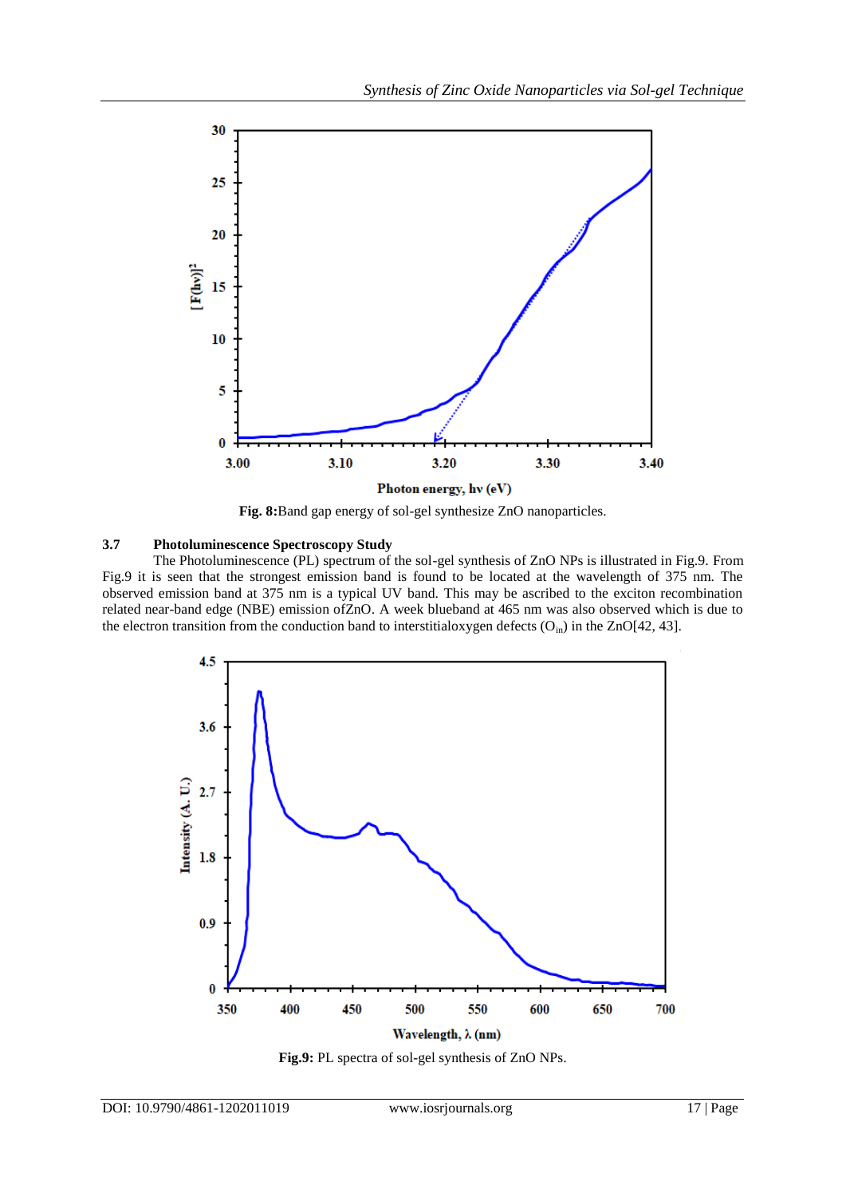Fig. 8:Band gap energy of sol-gel synthesize ZnO nanoparticles.

### 3.7 Photoluminescence Spectroscopy Study

The Photoluminescence (PL) spectrum of the sol-gel synthesis of ZnO NPs is illustrated in Fig.9. From Fig.9 it is seen that the strongest emission band is found to be located at the wavelength of 375 nm. The observed emission band at 375 nm is a typical UV band. This may be ascribed to the exciton recombination related near-band edge (NBE) emission ofZnO. A week blueband at 465 nm was also observed which is due to the electron transition from the conduction band to interstitialoxygen defects ($O_{in}$) in the ZnO[42, 43].

Fig.9: PL spectra of sol-gel synthesis of ZnO NPs.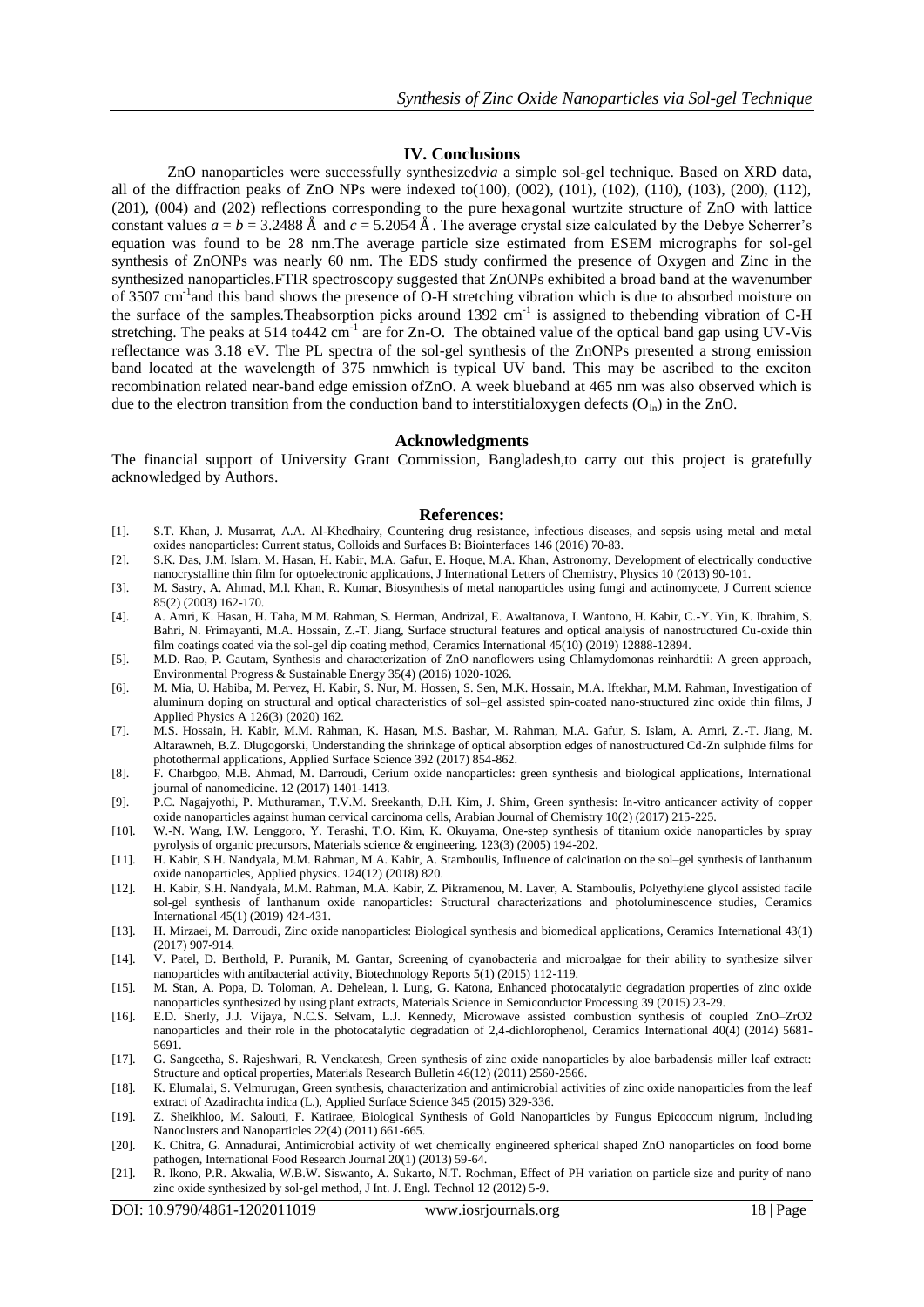## IV. Conclusions

ZnO nanoparticles were successfully synthesized*via* a simple sol-gel technique. Based on XRD data, all of the diffraction peaks of ZnO NPs were indexed to(100), (002), (101), (102), (110), (103), (200), (112), (201), (004) and (202) reflections corresponding to the pure hexagonal wurtzite structure of ZnO with lattice constant values $a = b = 3.2488$ Å and $c = 5.2054$ Å . The average crystal size calculated by the Debye Scherrer's equation was found to be 28 nm.The average particle size estimated from ESEM micrographs for sol-gel synthesis of ZnONPs was nearly 60 nm. The EDS study confirmed the presence of Oxygen and Zinc in the synthesized nanoparticles.FTIR spectroscopy suggested that ZnONPs exhibited a broad band at the wavenumber of 3507 $cm^{-1}$and this band shows the presence of O-H stretching vibration which is due to absorbed moisture on the surface of the samples.Theabsorption picks around 1392 $cm^{-1}$ is assigned to thebending vibration of C-H stretching. The peaks at 514 to442 $cm^{-1}$ are for Zn-O. The obtained value of the optical band gap using UV-Vis reflectance was 3.18 eV. The PL spectra of the sol-gel synthesis of the ZnONPs presented a strong emission band located at the wavelength of 375 nmwhich is typical UV band. This may be ascribed to the exciton recombination related near-band edge emission ofZnO. A week blueband at 465 nm was also observed which is due to the electron transition from the conduction band to interstitialoxygen defects ($O_{in}$) in the ZnO.

## Acknowledgments

The financial support of University Grant Commission, Bangladesh,to carry out this project is gratefully acknowledged by Authors.

## References:

[1]. S.T. Khan, J. Musarrat, A.A. Al-Khedhairy, Countering drug resistance, infectious diseases, and sepsis using metal and metal oxides nanoparticles: Current status, Colloids and Surfaces B: Biointerfaces 146 (2016) 70-83.

[2]. S.K. Das, J.M. Islam, M. Hasan, H. Kabir, M.A. Gafur, E. Hoque, M.A. Khan, Astronomy, Development of electrically conductive nanocrystalline thin film for optoelectronic applications, J International Letters of Chemistry, Physics 10 (2013) 90-101.

[3]. M. Sastry, A. Ahmad, M.I. Khan, R. Kumar, Biosynthesis of metal nanoparticles using fungi and actinomycete, J Current science 85(2) (2003) 162-170.

[4]. A. Amri, K. Hasan, H. Taha, M.M. Rahman, S. Herman, Andrizal, E. Awaltanova, I. Wantono, H. Kabir, C.-Y. Yin, K. Ibrahim, S. Bahri, N. Frimayanti, M.A. Hossain, Z.-T. Jiang, Surface structural features and optical analysis of nanostructured Cu-oxide thin film coatings coated via the sol-gel dip coating method, Ceramics International 45(10) (2019) 12888-12894.

[5]. M.D. Rao, P. Gautam, Synthesis and characterization of ZnO nanoflowers using Chlamydomonas reinhardtii: A green approach, Environmental Progress & Sustainable Energy 35(4) (2016) 1020-1026.

[6]. M. Mia, U. Habiba, M. Pervez, H. Kabir, S. Nur, M. Hossen, S. Sen, M.K. Hossain, M.A. Iftekhar, M.M. Rahman, Investigation of aluminum doping on structural and optical characteristics of sol–gel assisted spin-coated nano-structured zinc oxide thin films, J Applied Physics A 126(3) (2020) 162.

[7]. M.S. Hossain, H. Kabir, M.M. Rahman, K. Hasan, M.S. Bashar, M. Rahman, M.A. Gafur, S. Islam, A. Amri, Z.-T. Jiang, M. Altarawneh, B.Z. Dlugogorski, Understanding the shrinkage of optical absorption edges of nanostructured Cd-Zn sulphide films for photothermal applications, Applied Surface Science 392 (2017) 854-862.

[8]. F. Charbgoo, M.B. Ahmad, M. Darroudi, Cerium oxide nanoparticles: green synthesis and biological applications, International journal of nanomedicine. 12 (2017) 1401-1413.

[9]. P.C. Nagajyothi, P. Muthuraman, T.V.M. Sreekanth, D.H. Kim, J. Shim, Green synthesis: In-vitro anticancer activity of copper oxide nanoparticles against human cervical carcinoma cells, Arabian Journal of Chemistry 10(2) (2017) 215-225.

[10]. W.-N. Wang, I.W. Lenggoro, Y. Terashi, T.O. Kim, K. Okuyama, One-step synthesis of titanium oxide nanoparticles by spray pyrolysis of organic precursors, Materials science & engineering. 123(3) (2005) 194-202.

[11]. H. Kabir, S.H. Nandyala, M.M. Rahman, M.A. Kabir, A. Stamboulis, Influence of calcination on the sol–gel synthesis of lanthanum oxide nanoparticles, Applied physics. 124(12) (2018) 820.

[12]. H. Kabir, S.H. Nandyala, M.M. Rahman, M.A. Kabir, Z. Pikramenou, M. Laver, A. Stamboulis, Polyethylene glycol assisted facile sol-gel synthesis of lanthanum oxide nanoparticles: Structural characterizations and photoluminescence studies, Ceramics International 45(1) (2019) 424-431.

[13]. H. Mirzaei, M. Darroudi, Zinc oxide nanoparticles: Biological synthesis and biomedical applications, Ceramics International 43(1) (2017) 907-914.

[14]. V. Patel, D. Berthold, P. Puranik, M. Gantar, Screening of cyanobacteria and microalgae for their ability to synthesize silver nanoparticles with antibacterial activity, Biotechnology Reports 5(1) (2015) 112-119.

[15]. M. Stan, A. Popa, D. Toloman, A. Dehelean, I. Lung, G. Katona, Enhanced photocatalytic degradation properties of zinc oxide nanoparticles synthesized by using plant extracts, Materials Science in Semiconductor Processing 39 (2015) 23-29.

[16]. E.D. Sherly, J.J. Vijaya, N.C.S. Selvam, L.J. Kennedy, Microwave assisted combustion synthesis of coupled ZnO–ZrO2 nanoparticles and their role in the photocatalytic degradation of 2,4-dichlorophenol, Ceramics International 40(4) (2014) 5681-5691.

[17]. G. Sangeetha, S. Rajeshwari, R. Venckatesh, Green synthesis of zinc oxide nanoparticles by aloe barbadensis miller leaf extract: Structure and optical properties, Materials Research Bulletin 46(12) (2011) 2560-2566.

[18]. K. Elumalai, S. Velmurugan, Green synthesis, characterization and antimicrobial activities of zinc oxide nanoparticles from the leaf extract of Azadirachta indica (L.), Applied Surface Science 345 (2015) 329-336.

[19]. Z. Sheikhloo, M. Salouti, F. Katiraee, Biological Synthesis of Gold Nanoparticles by Fungus Epicoccum nigrum, Including Nanoclusters and Nanoparticles 22(4) (2011) 661-665.

[20]. K. Chitra, G. Annadurai, Antimicrobial activity of wet chemically engineered spherical shaped ZnO nanoparticles on food borne pathogen, International Food Research Journal 20(1) (2013) 59-64.

[21]. R. Ikono, P.R. Akwalia, W.B.W. Siswanto, A. Sukarto, N.T. Rochman, Effect of PH variation on particle size and purity of nano zinc oxide synthesized by sol-gel method, J Int. J. Engl. Technol 12 (2012) 5-9.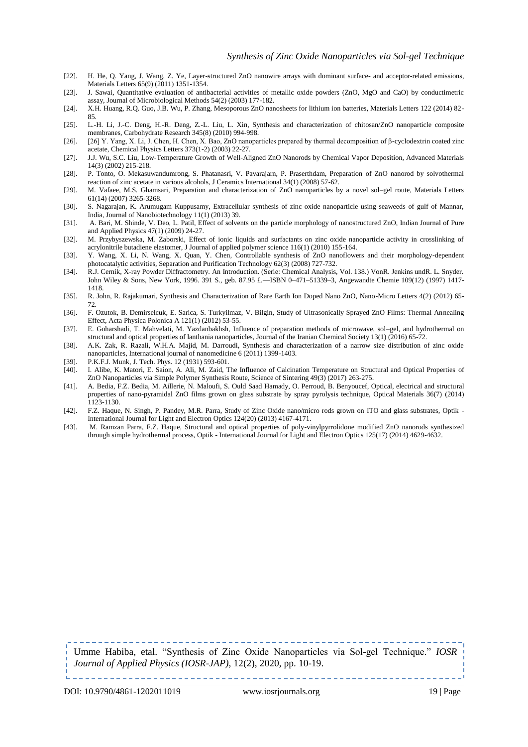[22]. H. He, Q. Yang, J. Wang, Z. Ye, Layer-structured ZnO nanowire arrays with dominant surface- and acceptor-related emissions, Materials Letters 65(9) (2011) 1351-1354.

[23]. J. Sawai, Quantitative evaluation of antibacterial activities of metallic oxide powders (ZnO, MgO and CaO) by conductimetric assay, Journal of Microbiological Methods 54(2) (2003) 177-182.

[24]. X.H. Huang, R.Q. Guo, J.B. Wu, P. Zhang, Mesoporous ZnO nanosheets for lithium ion batteries, Materials Letters 122 (2014) 82-85.

[25]. L.-H. Li, J.-C. Deng, H.-R. Deng, Z.-L. Liu, L. Xin, Synthesis and characterization of chitosan/ZnO nanoparticle composite membranes, Carbohydrate Research 345(8) (2010) 994-998.

[26]. [26] Y. Yang, X. Li, J. Chen, H. Chen, X. Bao, ZnO nanoparticles prepared by thermal decomposition of β-cyclodextrin coated zinc acetate, Chemical Physics Letters 373(1-2) (2003) 22-27.

[27]. J.J. Wu, S.C. Liu, Low-Temperature Growth of Well-Aligned ZnO Nanorods by Chemical Vapor Deposition, Advanced Materials 14(3) (2002) 215-218.

[28]. P. Tonto, O. Mekasuwandumrong, S. Phatanasri, V. Pavarajarn, P. Praserthdam, Preparation of ZnO nanorod by solvothermal reaction of zinc acetate in various alcohols, J Ceramics International 34(1) (2008) 57-62.

[29]. M. Vafaee, M.S. Ghamsari, Preparation and characterization of ZnO nanoparticles by a novel sol–gel route, Materials Letters 61(14) (2007) 3265-3268.

[30]. S. Nagarajan, K. Arumugam Kuppusamy, Extracellular synthesis of zinc oxide nanoparticle using seaweeds of gulf of Mannar, India, Journal of Nanobiotechnology 11(1) (2013) 39.

[31]. A. Bari, M. Shinde, V. Deo, L. Patil, Effect of solvents on the particle morphology of nanostructured ZnO, Indian Journal of Pure and Applied Physics 47(1) (2009) 24-27.

[32]. M. Przybyszewska, M. Zaborski, Effect of ionic liquids and surfactants on zinc oxide nanoparticle activity in crosslinking of acrylonitrile butadiene elastomer, J Journal of applied polymer science 116(1) (2010) 155-164.

[33]. Y. Wang, X. Li, N. Wang, X. Quan, Y. Chen, Controllable synthesis of ZnO nanoflowers and their morphology-dependent photocatalytic activities, Separation and Purification Technology 62(3) (2008) 727-732.

[34]. R.J. Cernik, X-ray Powder Diffractometry. An Introduction. (Serie: Chemical Analysis, Vol. 138.) VonR. Jenkins undR. L. Snyder. John Wiley & Sons, New York, 1996. 391 S., geb. 87.95 £.—ISBN 0–471–51339–3, Angewandte Chemie 109(12) (1997) 1417-1418.

[35]. R. John, R. Rajakumari, Synthesis and Characterization of Rare Earth Ion Doped Nano ZnO, Nano-Micro Letters 4(2) (2012) 65-72.

[36]. F. Ozutok, B. Demirselcuk, E. Sarica, S. Turkyilmaz, V. Bilgin, Study of Ultrasonically Sprayed ZnO Films: Thermal Annealing Effect, Acta Physica Polonica A 121(1) (2012) 53-55.

[37]. E. Goharshadi, T. Mahvelati, M. Yazdanbakhsh, Influence of preparation methods of microwave, sol–gel, and hydrothermal on structural and optical properties of lanthania nanoparticles, Journal of the Iranian Chemical Society 13(1) (2016) 65-72.

[38]. A.K. Zak, R. Razali, W.H.A. Majid, M. Darroudi, Synthesis and characterization of a narrow size distribution of zinc oxide nanoparticles, International journal of nanomedicine 6 (2011) 1399-1403.

[39]. P.K.F.J. Munk, J. Tech. Phys. 12 (1931) 593-601.

[40]. I. Alibe, K. Matori, E. Saion, A. Ali, M. Zaid, The Influence of Calcination Temperature on Structural and Optical Properties of ZnO Nanoparticles via Simple Polymer Synthesis Route, Science of Sintering 49(3) (2017) 263-275.

[41]. A. Bedia, F.Z. Bedia, M. Aillerie, N. Maloufi, S. Ould Saad Hamady, O. Perroud, B. Benyoucef, Optical, electrical and structural properties of nano-pyramidal ZnO films grown on glass substrate by spray pyrolysis technique, Optical Materials 36(7) (2014) 1123-1130.

[42]. F.Z. Haque, N. Singh, P. Pandey, M.R. Parra, Study of Zinc Oxide nano/micro rods grown on ITO and glass substrates, Optik - International Journal for Light and Electron Optics 124(20) (2013) 4167-4171.

[43]. M. Ramzan Parra, F.Z. Haque, Structural and optical properties of poly-vinylpyrrolidone modified ZnO nanorods synthesized through simple hydrothermal process, Optik - International Journal for Light and Electron Optics 125(17) (2014) 4629-4632.

Umme Habiba, etal. "Synthesis of Zinc Oxide Nanoparticles via Sol-gel Technique." *IOSR Journal of Applied Physics (IOSR-JAP)*, 12(2), 2020, pp. 10-19.